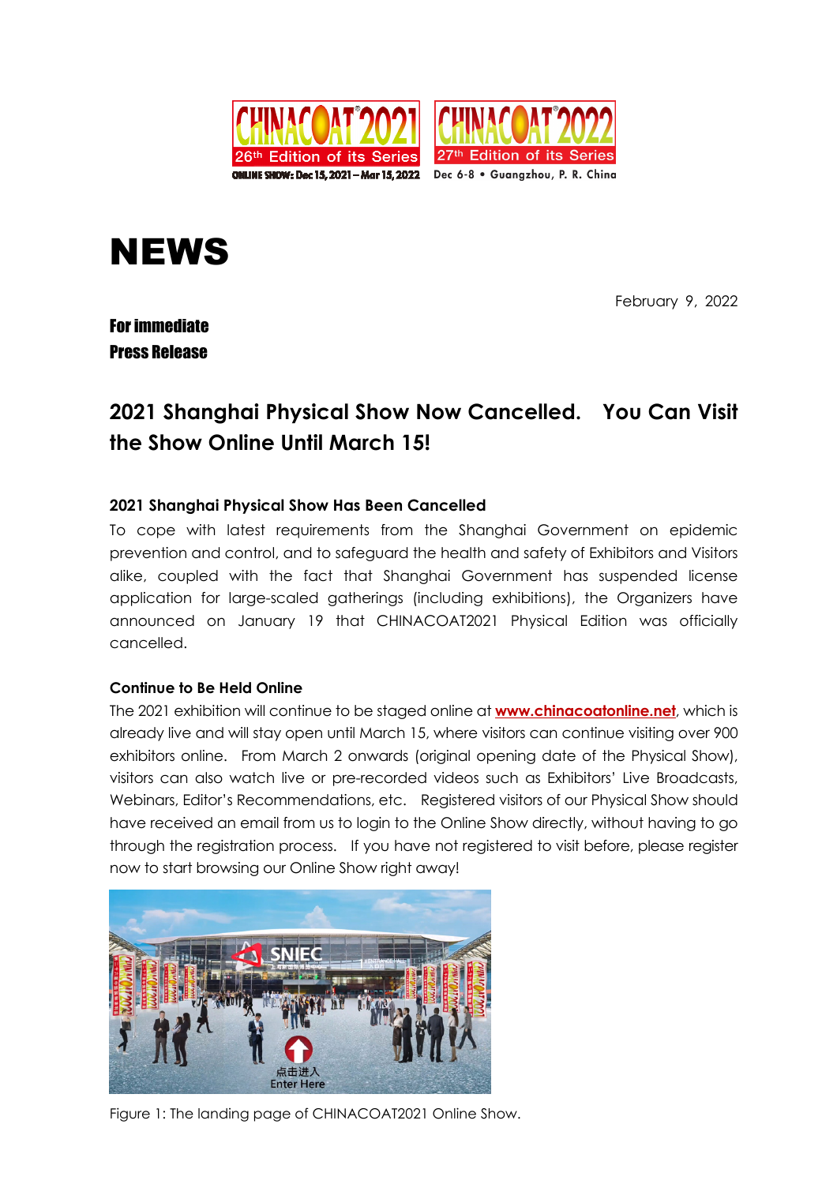CHINACOAT2021 26th Edition of its Series ONLINE SHOW: Dec 15, 2021 – Mar 15, 2022

CHINACOAT2022 27th Edition of its Series Dec 6-8 • Guangzhou, P. R. China

# NEWS

February 9, 2022

**For immediate**
**Press Release**

## 2021 Shanghai Physical Show Now Cancelled. You Can Visit the Show Online Until March 15!

### 2021 Shanghai Physical Show Has Been Cancelled

To cope with latest requirements from the Shanghai Government on epidemic prevention and control, and to safeguard the health and safety of Exhibitors and Visitors alike, coupled with the fact that Shanghai Government has suspended license application for large-scaled gatherings (including exhibitions), the Organizers have announced on January 19 that CHINACOAT2021 Physical Edition was officially cancelled.

### Continue to Be Held Online

The 2021 exhibition will continue to be staged online at **[www.chinacoatonline.net](http://www.chinacoatonline.net)**, which is already live and will stay open until March 15, where visitors can continue visiting over 900 exhibitors online. From March 2 onwards (original opening date of the Physical Show), visitors can also watch live or pre-recorded videos such as Exhibitors' Live Broadcasts, Webinars, Editor's Recommendations, etc. Registered visitors of our Physical Show should have received an email from us to login to the Online Show directly, without having to go through the registration process. If you have not registered to visit before, please register now to start browsing our Online Show right away!

Figure 1: The landing page of CHINACOAT2021 Online Show.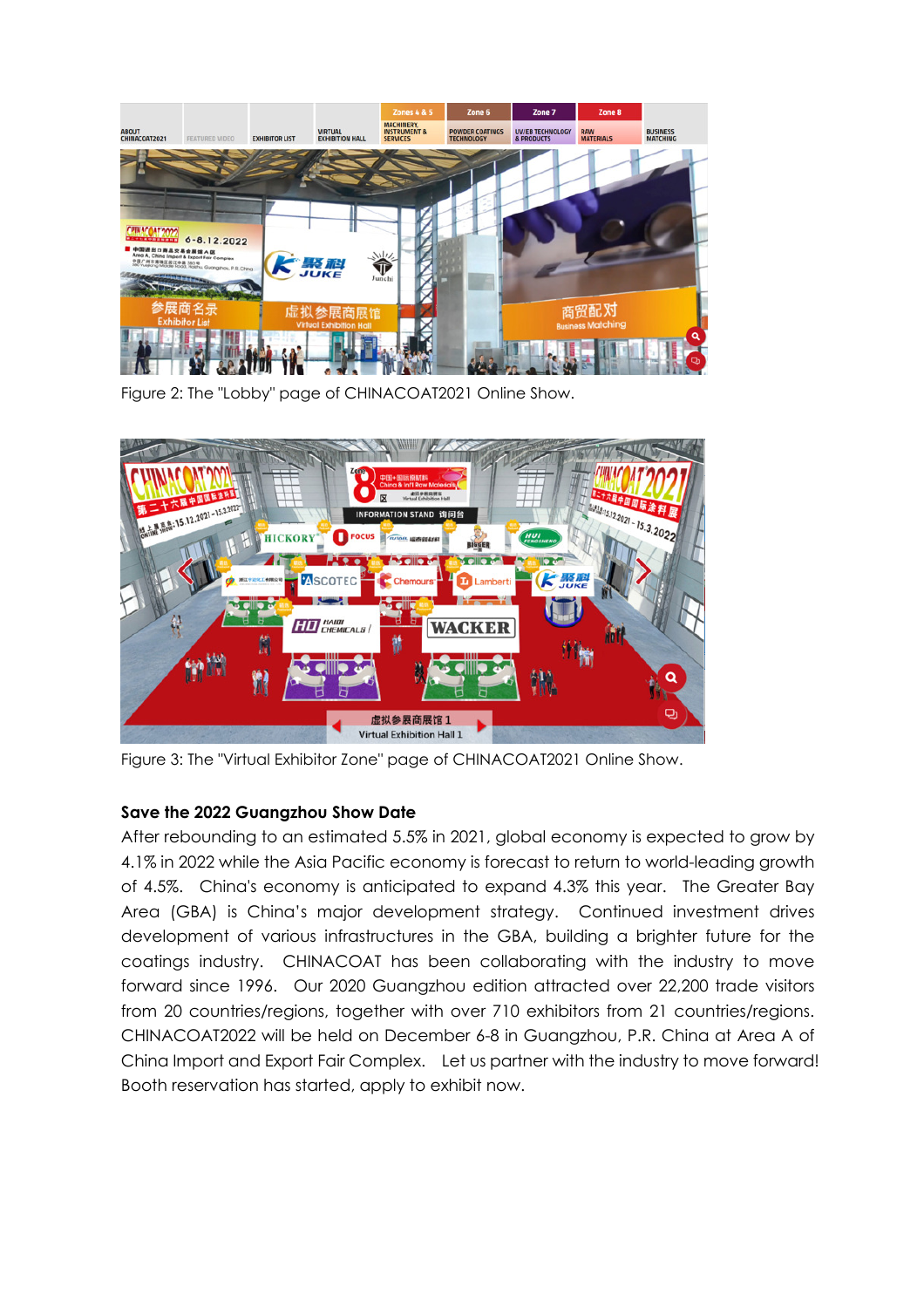Figure 2: The "Lobby" page of CHINACOAT2021 Online Show.

Figure 3: The "Virtual Exhibitor Zone" page of CHINACOAT2021 Online Show.

**Save the 2022 Guangzhou Show Date**

After rebounding to an estimated 5.5% in 2021, global economy is expected to grow by 4.1% in 2022 while the Asia Pacific economy is forecast to return to world-leading growth of 4.5%. China's economy is anticipated to expand 4.3% this year. The Greater Bay Area (GBA) is China's major development strategy. Continued investment drives development of various infrastructures in the GBA, building a brighter future for the coatings industry. CHINACOAT has been collaborating with the industry to move forward since 1996. Our 2020 Guangzhou edition attracted over 22,200 trade visitors from 20 countries/regions, together with over 710 exhibitors from 21 countries/regions. CHINACOAT2022 will be held on December 6-8 in Guangzhou, P.R. China at Area A of China Import and Export Fair Complex. Let us partner with the industry to move forward! Booth reservation has started, apply to exhibit now.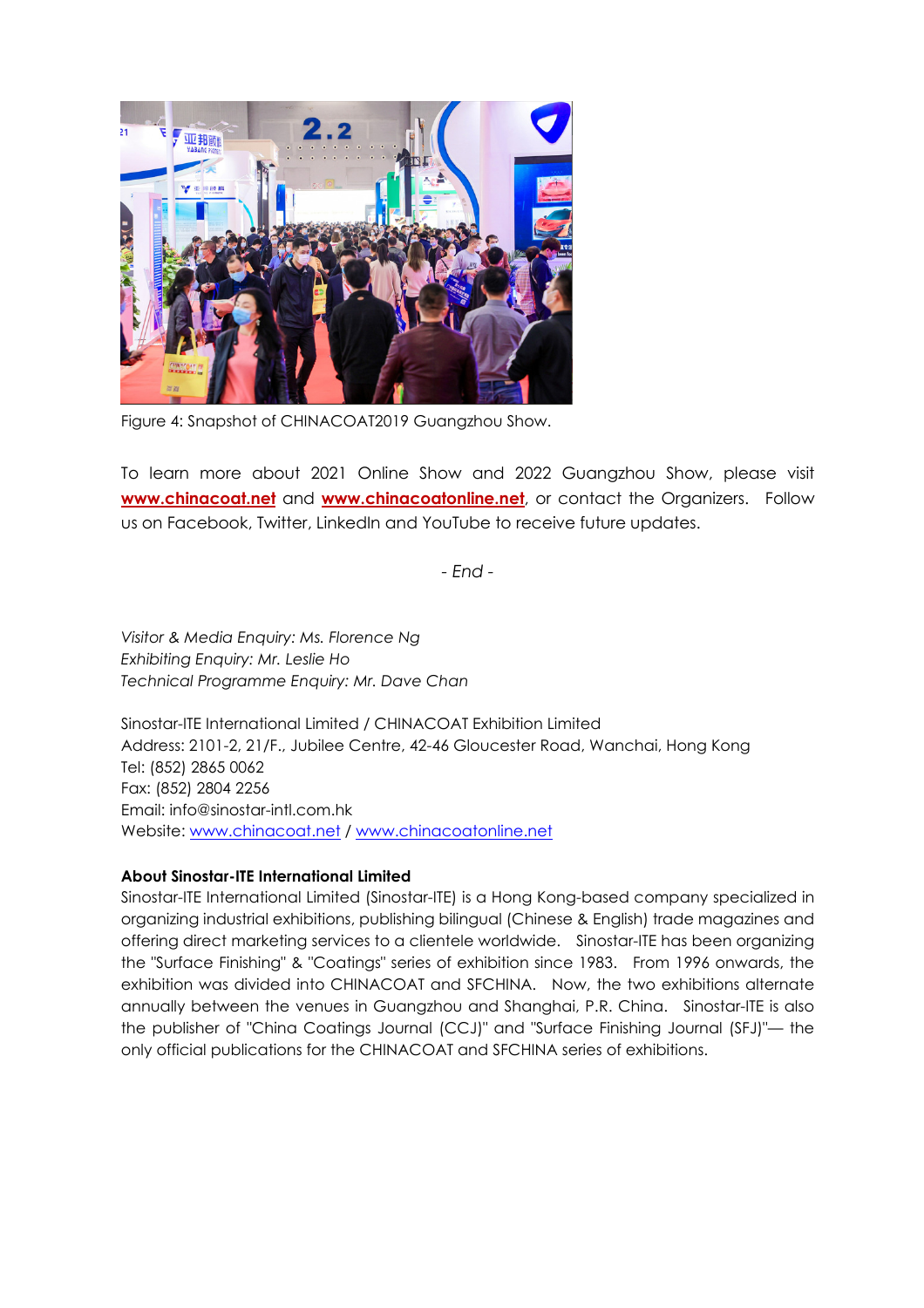Figure 4: Snapshot of CHINACOAT2019 Guangzhou Show.

To learn more about 2021 Online Show and 2022 Guangzhou Show, please visit **www.chinacoat.net** and **www.chinacoatonline.net**, or contact the Organizers. Follow us on Facebook, Twitter, LinkedIn and YouTube to receive future updates.

*- End -*

*Visitor & Media Enquiry: Ms. Florence Ng*
*Exhibiting Enquiry: Mr. Leslie Ho*
*Technical Programme Enquiry: Mr. Dave Chan*

Sinostar-ITE International Limited / CHINACOAT Exhibition Limited
Address: 2101-2, 21/F., Jubilee Centre, 42-46 Gloucester Road, Wanchai, Hong Kong
Tel: (852) 2865 0062
Fax: (852) 2804 2256
Email: info@sinostar-intl.com.hk
Website: www.chinacoat.net / www.chinacoatonline.net

**About Sinostar-ITE International Limited**

Sinostar-ITE International Limited (Sinostar-ITE) is a Hong Kong-based company specialized in organizing industrial exhibitions, publishing bilingual (Chinese & English) trade magazines and offering direct marketing services to a clientele worldwide. Sinostar-ITE has been organizing the "Surface Finishing" & "Coatings" series of exhibition since 1983. From 1996 onwards, the exhibition was divided into CHINACOAT and SFCHINA. Now, the two exhibitions alternate annually between the venues in Guangzhou and Shanghai, P.R. China. Sinostar-ITE is also the publisher of "China Coatings Journal (CCJ)" and "Surface Finishing Journal (SFJ)"— the only official publications for the CHINACOAT and SFCHINA series of exhibitions.